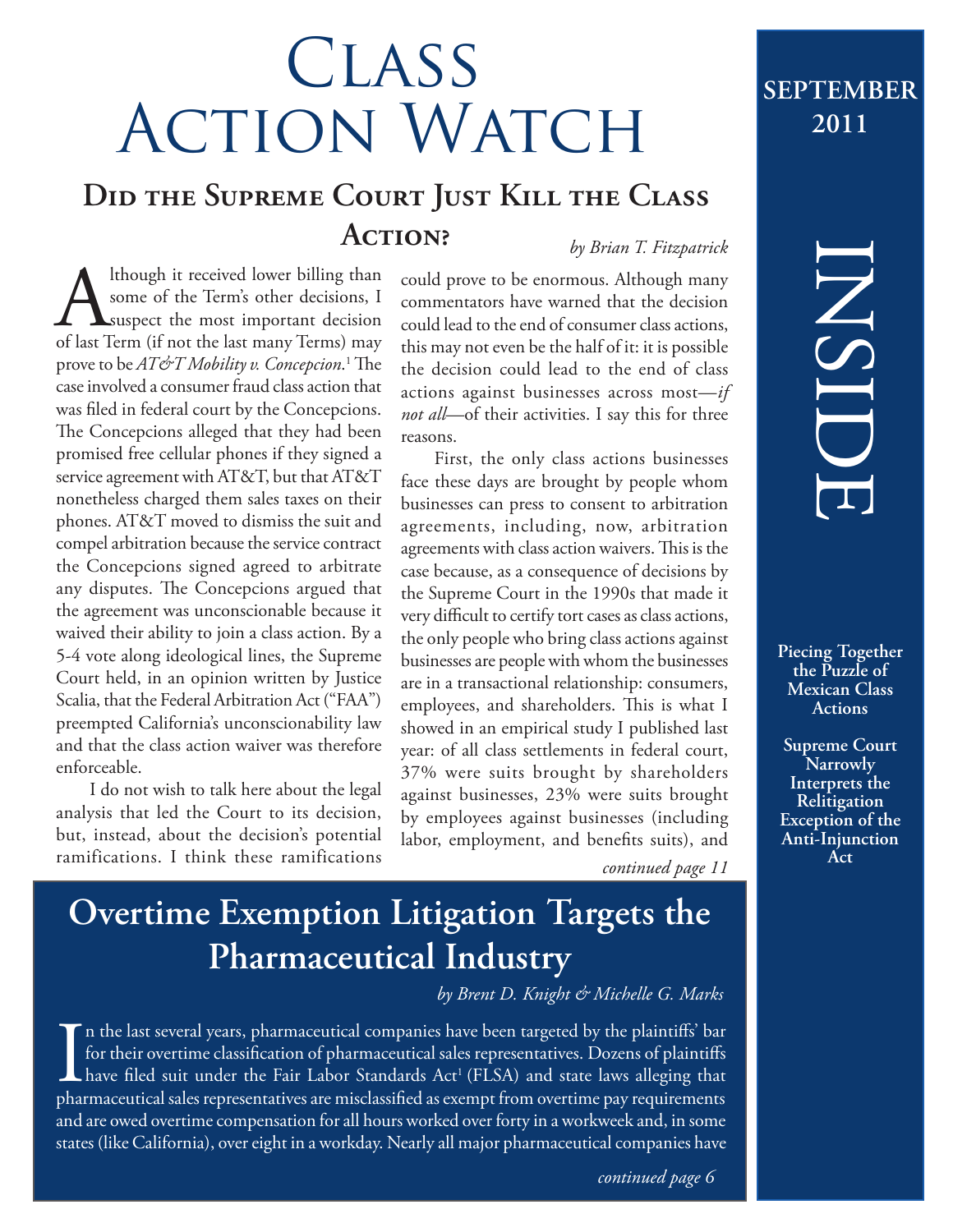# Class Action Watch

**September 2011**

## Did the Supreme Court Just Kill the Class Action?

*by Brian T. Fitzpatrick*

Although it received lower billing than some of the Term's other decisions, I suspect the most important decision of last Term (if not the last many Terms) may prove to be *AT&T Mobility v. Concepcion*.[1] The case involved a consumer fraud class action that was filed in federal court by the Concepcions. The Concepcions alleged that they had been promised free cellular phones if they signed a service agreement with AT&T, but that AT&T nonetheless charged them sales taxes on their phones. AT&T moved to dismiss the suit and compel arbitration because the service contract the Concepcions signed agreed to arbitrate any disputes. The Concepcions argued that the agreement was unconscionable because it waived their ability to join a class action. By a 5-4 vote along ideological lines, the Supreme Court held, in an opinion written by Justice Scalia, that the Federal Arbitration Act ("FAA") preempted California's unconscionability law and that the class action waiver was therefore enforceable.

I do not wish to talk here about the legal analysis that led the Court to its decision, but, instead, about the decision's potential ramifications. I think these ramifications could prove to be enormous. Although many commentators have warned that the decision could lead to the end of consumer class actions, this may not even be the half of it: it is possible the decision could lead to the end of class actions against businesses across most—*if not all*—of their activities. I say this for three reasons.

First, the only class actions businesses face these days are brought by people whom businesses can press to consent to arbitration agreements, including, now, arbitration agreements with class action waivers. This is the case because, as a consequence of decisions by the Supreme Court in the 1990s that made it very difficult to certify tort cases as class actions, the only people who bring class actions against businesses are people with whom the businesses are in a transactional relationship: consumers, employees, and shareholders. This is what I showed in an empirical study I published last year: of all class settlements in federal court, 37% were suits brought by shareholders against businesses, 23% were suits brought by employees against businesses (including labor, employment, and benefits suits), and

*continued page 11*

## Overtime Exemption Litigation Targets the Pharmaceutical Industry

*by Brent D. Knight & Michelle G. Marks*

In the last several years, pharmaceutical companies have been targeted by the plaintiffs' bar for their overtime classification of pharmaceutical sales representatives. Dozens of plaintiffs have filed suit under the Fair Labor Standards Act[1] (FLSA) and state laws alleging that pharmaceutical sales representatives are misclassified as exempt from overtime pay requirements and are owed overtime compensation for all hours worked over forty in a workweek and, in some states (like California), over eight in a workday. Nearly all major pharmaceutical companies have

*continued page 6*

## Inside

**Piecing Together the Puzzle of Mexican Class Actions**

**Supreme Court Narrowly Interprets the Relitigation Exception of the Anti-Injunction Act**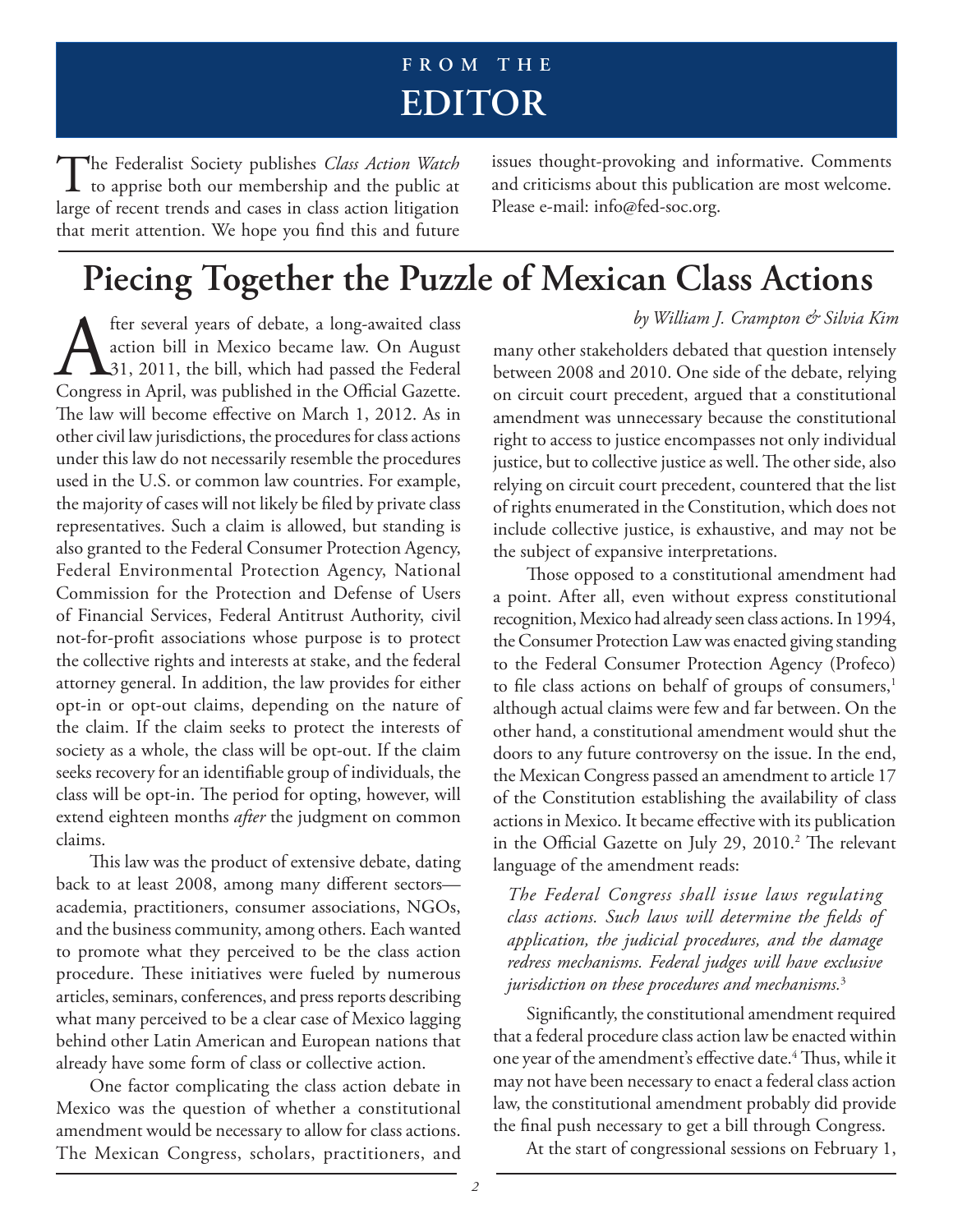# FROM THE EDITOR

The Federalist Society publishes *Class Action Watch* to apprise both our membership and the public at large of recent trends and cases in class action litigation that merit attention. We hope you find this and future issues thought-provoking and informative. Comments and criticisms about this publication are most welcome. Please e-mail: info@fed-soc.org.

# Piecing Together the Puzzle of Mexican Class Actions

*by William J. Crampton & Silvia Kim*

After several years of debate, a long-awaited class action bill in Mexico became law. On August 31, 2011, the bill, which had passed the Federal Congress in April, was published in the Official Gazette. The law will become effective on March 1, 2012. As in other civil law jurisdictions, the procedures for class actions under this law do not necessarily resemble the procedures used in the U.S. or common law countries. For example, the majority of cases will not likely be filed by private class representatives. Such a claim is allowed, but standing is also granted to the Federal Consumer Protection Agency, Federal Environmental Protection Agency, National Commission for the Protection and Defense of Users of Financial Services, Federal Antitrust Authority, civil not-for-profit associations whose purpose is to protect the collective rights and interests at stake, and the federal attorney general. In addition, the law provides for either opt-in or opt-out claims, depending on the nature of the claim. If the claim seeks to protect the interests of society as a whole, the class will be opt-out. If the claim seeks recovery for an identifiable group of individuals, the class will be opt-in. The period for opting, however, will extend eighteen months *after* the judgment on common claims.

This law was the product of extensive debate, dating back to at least 2008, among many different sectors—academia, practitioners, consumer associations, NGOs, and the business community, among others. Each wanted to promote what they perceived to be the class action procedure. These initiatives were fueled by numerous articles, seminars, conferences, and press reports describing what many perceived to be a clear case of Mexico lagging behind other Latin American and European nations that already have some form of class or collective action.

One factor complicating the class action debate in Mexico was the question of whether a constitutional amendment would be necessary to allow for class actions. The Mexican Congress, scholars, practitioners, and many other stakeholders debated that question intensely between 2008 and 2010. One side of the debate, relying on circuit court precedent, argued that a constitutional amendment was unnecessary because the constitutional right to access to justice encompasses not only individual justice, but to collective justice as well. The other side, also relying on circuit court precedent, countered that the list of rights enumerated in the Constitution, which does not include collective justice, is exhaustive, and may not be the subject of expansive interpretations.

Those opposed to a constitutional amendment had a point. After all, even without express constitutional recognition, Mexico had already seen class actions. In 1994, the Consumer Protection Law was enacted giving standing to the Federal Consumer Protection Agency (Profeco) to file class actions on behalf of groups of consumers,[1] although actual claims were few and far between. On the other hand, a constitutional amendment would shut the doors to any future controversy on the issue. In the end, the Mexican Congress passed an amendment to article 17 of the Constitution establishing the availability of class actions in Mexico. It became effective with its publication in the Official Gazette on July 29, 2010.[2] The relevant language of the amendment reads:

> *The Federal Congress shall issue laws regulating class actions. Such laws will determine the fields of application, the judicial procedures, and the damage redress mechanisms. Federal judges will have exclusive jurisdiction on these procedures and mechanisms.*[3]

Significantly, the constitutional amendment required that a federal procedure class action law be enacted within one year of the amendment's effective date.[4] Thus, while it may not have been necessary to enact a federal class action law, the constitutional amendment probably did provide the final push necessary to get a bill through Congress.

At the start of congressional sessions on February 1,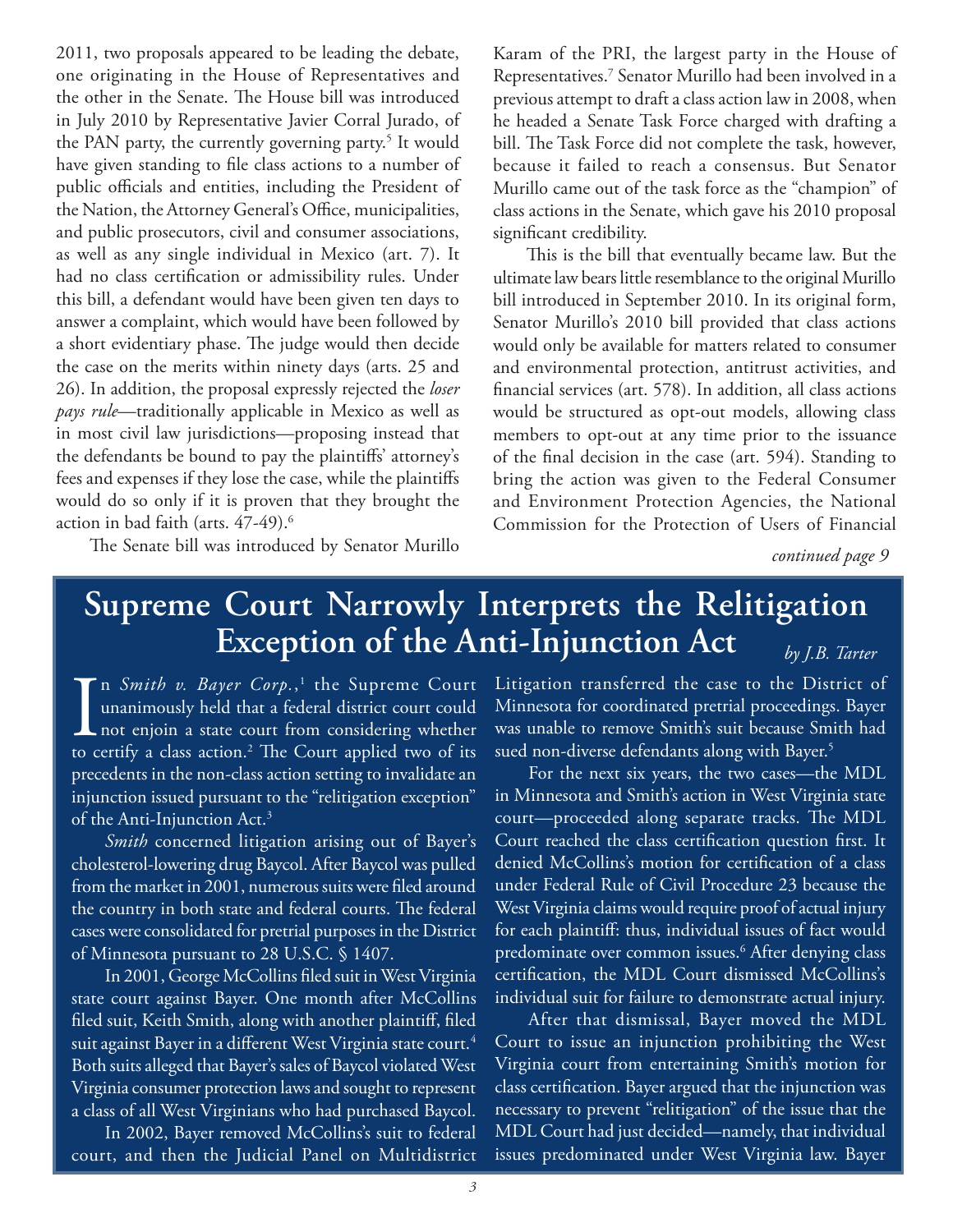2011, two proposals appeared to be leading the debate, one originating in the House of Representatives and the other in the Senate. The House bill was introduced in July 2010 by Representative Javier Corral Jurado, of the PAN party, the currently governing party.[5] It would have given standing to file class actions to a number of public officials and entities, including the President of the Nation, the Attorney General's Office, municipalities, and public prosecutors, civil and consumer associations, as well as any single individual in Mexico (art. 7). It had no class certification or admissibility rules. Under this bill, a defendant would have been given ten days to answer a complaint, which would have been followed by a short evidentiary phase. The judge would then decide the case on the merits within ninety days (arts. 25 and 26). In addition, the proposal expressly rejected the *loser pays rule*—traditionally applicable in Mexico as well as in most civil law jurisdictions—proposing instead that the defendants be bound to pay the plaintiffs' attorney's fees and expenses if they lose the case, while the plaintiffs would do so only if it is proven that they brought the action in bad faith (arts. 47-49).[6]

The Senate bill was introduced by Senator Murillo Karam of the PRI, the largest party in the House of Representatives.[7] Senator Murillo had been involved in a previous attempt to draft a class action law in 2008, when he headed a Senate Task Force charged with drafting a bill. The Task Force did not complete the task, however, because it failed to reach a consensus. But Senator Murillo came out of the task force as the "champion" of class actions in the Senate, which gave his 2010 proposal significant credibility.

This is the bill that eventually became law. But the ultimate law bears little resemblance to the original Murillo bill introduced in September 2010. In its original form, Senator Murillo's 2010 bill provided that class actions would only be available for matters related to consumer and environmental protection, antitrust activities, and financial services (art. 578). In addition, all class actions would be structured as opt-out models, allowing class members to opt-out at any time prior to the issuance of the final decision in the case (art. 594). Standing to bring the action was given to the Federal Consumer and Environment Protection Agencies, the National Commission for the Protection of Users of Financial

*continued page 9*

# Supreme Court Narrowly Interprets the Relitigation Exception of the Anti-Injunction Act

*by J.B. Tarter*

In *Smith v. Bayer Corp.*,[1] the Supreme Court unanimously held that a federal district court could not enjoin a state court from considering whether to certify a class action.[2] The Court applied two of its precedents in the non-class action setting to invalidate an injunction issued pursuant to the "relitigation exception" of the Anti-Injunction Act.[3]

*Smith* concerned litigation arising out of Bayer's cholesterol-lowering drug Baycol. After Baycol was pulled from the market in 2001, numerous suits were filed around the country in both state and federal courts. The federal cases were consolidated for pretrial purposes in the District of Minnesota pursuant to 28 U.S.C. § 1407.

In 2001, George McCollins filed suit in West Virginia state court against Bayer. One month after McCollins filed suit, Keith Smith, along with another plaintiff, filed suit against Bayer in a different West Virginia state court.[4] Both suits alleged that Bayer's sales of Baycol violated West Virginia consumer protection laws and sought to represent a class of all West Virginians who had purchased Baycol.

In 2002, Bayer removed McCollins's suit to federal court, and then the Judicial Panel on Multidistrict Litigation transferred the case to the District of Minnesota for coordinated pretrial proceedings. Bayer was unable to remove Smith's suit because Smith had sued non-diverse defendants along with Bayer.[5]

For the next six years, the two cases—the MDL in Minnesota and Smith's action in West Virginia state court—proceeded along separate tracks. The MDL Court reached the class certification question first. It denied McCollins's motion for certification of a class under Federal Rule of Civil Procedure 23 because the West Virginia claims would require proof of actual injury for each plaintiff: thus, individual issues of fact would predominate over common issues.[6] After denying class certification, the MDL Court dismissed McCollins's individual suit for failure to demonstrate actual injury.

After that dismissal, Bayer moved the MDL Court to issue an injunction prohibiting the West Virginia court from entertaining Smith's motion for class certification. Bayer argued that the injunction was necessary to prevent "relitigation" of the issue that the MDL Court had just decided—namely, that individual issues predominated under West Virginia law. Bayer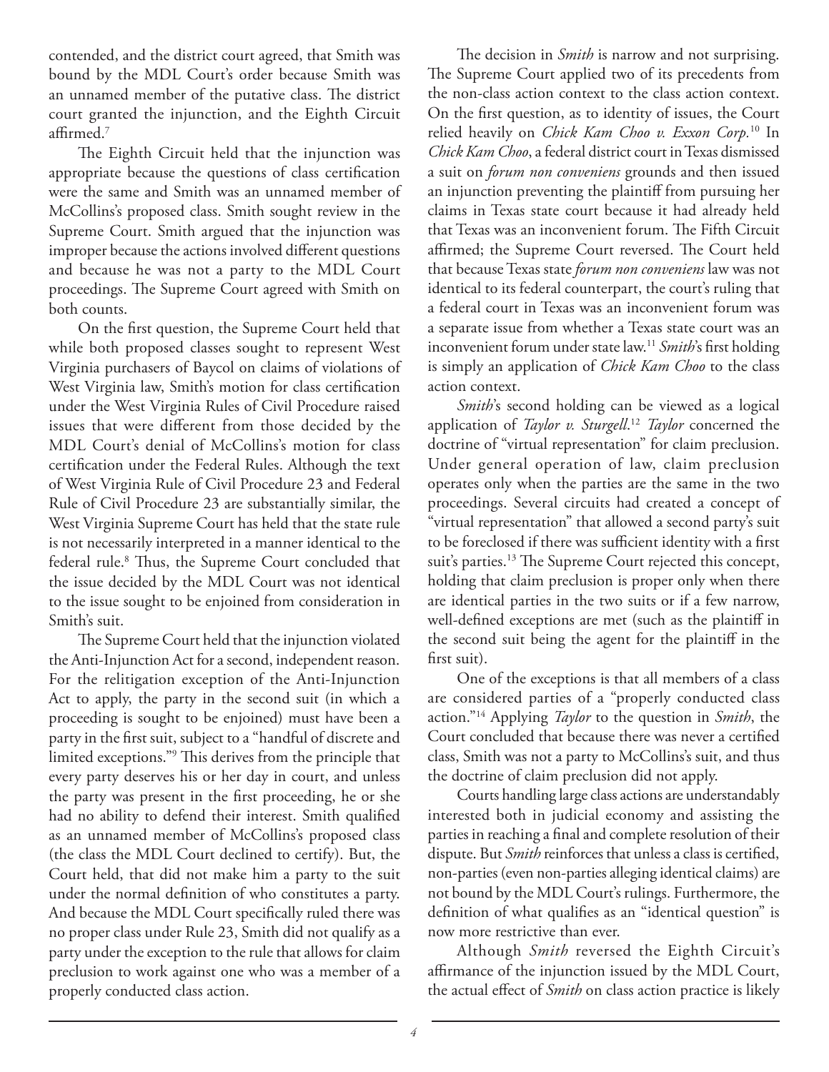contended, and the district court agreed, that Smith was bound by the MDL Court's order because Smith was an unnamed member of the putative class. The district court granted the injunction, and the Eighth Circuit affirmed.[7]

The Eighth Circuit held that the injunction was appropriate because the questions of class certification were the same and Smith was an unnamed member of McCollins's proposed class. Smith sought review in the Supreme Court. Smith argued that the injunction was improper because the actions involved different questions and because he was not a party to the MDL Court proceedings. The Supreme Court agreed with Smith on both counts.

On the first question, the Supreme Court held that while both proposed classes sought to represent West Virginia purchasers of Baycol on claims of violations of West Virginia law, Smith's motion for class certification under the West Virginia Rules of Civil Procedure raised issues that were different from those decided by the MDL Court's denial of McCollins's motion for class certification under the Federal Rules. Although the text of West Virginia Rule of Civil Procedure 23 and Federal Rule of Civil Procedure 23 are substantially similar, the West Virginia Supreme Court has held that the state rule is not necessarily interpreted in a manner identical to the federal rule.[8] Thus, the Supreme Court concluded that the issue decided by the MDL Court was not identical to the issue sought to be enjoined from consideration in Smith's suit.

The Supreme Court held that the injunction violated the Anti-Injunction Act for a second, independent reason. For the relitigation exception of the Anti-Injunction Act to apply, the party in the second suit (in which a proceeding is sought to be enjoined) must have been a party in the first suit, subject to a "handful of discrete and limited exceptions."[9] This derives from the principle that every party deserves his or her day in court, and unless the party was present in the first proceeding, he or she had no ability to defend their interest. Smith qualified as an unnamed member of McCollins's proposed class (the class the MDL Court declined to certify). But, the Court held, that did not make him a party to the suit under the normal definition of who constitutes a party. And because the MDL Court specifically ruled there was no proper class under Rule 23, Smith did not qualify as a party under the exception to the rule that allows for claim preclusion to work against one who was a member of a properly conducted class action.

The decision in *Smith* is narrow and not surprising. The Supreme Court applied two of its precedents from the non-class action context to the class action context. On the first question, as to identity of issues, the Court relied heavily on *Chick Kam Choo v. Exxon Corp.*[10] In *Chick Kam Choo*, a federal district court in Texas dismissed a suit on *forum non conveniens* grounds and then issued an injunction preventing the plaintiff from pursuing her claims in Texas state court because it had already held that Texas was an inconvenient forum. The Fifth Circuit affirmed; the Supreme Court reversed. The Court held that because Texas state *forum non conveniens* law was not identical to its federal counterpart, the court's ruling that a federal court in Texas was an inconvenient forum was a separate issue from whether a Texas state court was an inconvenient forum under state law.[11] *Smith*'s first holding is simply an application of *Chick Kam Choo* to the class action context.

*Smith*'s second holding can be viewed as a logical application of *Taylor v. Sturgell*.[12] *Taylor* concerned the doctrine of "virtual representation" for claim preclusion. Under general operation of law, claim preclusion operates only when the parties are the same in the two proceedings. Several circuits had created a concept of "virtual representation" that allowed a second party's suit to be foreclosed if there was sufficient identity with a first suit's parties.[13] The Supreme Court rejected this concept, holding that claim preclusion is proper only when there are identical parties in the two suits or if a few narrow, well-defined exceptions are met (such as the plaintiff in the second suit being the agent for the plaintiff in the first suit).

One of the exceptions is that all members of a class are considered parties of a "properly conducted class action."[14] Applying *Taylor* to the question in *Smith*, the Court concluded that because there was never a certified class, Smith was not a party to McCollins's suit, and thus the doctrine of claim preclusion did not apply.

Courts handling large class actions are understandably interested both in judicial economy and assisting the parties in reaching a final and complete resolution of their dispute. But *Smith* reinforces that unless a class is certified, non-parties (even non-parties alleging identical claims) are not bound by the MDL Court's rulings. Furthermore, the definition of what qualifies as an "identical question" is now more restrictive than ever.

Although *Smith* reversed the Eighth Circuit's affirmance of the injunction issued by the MDL Court, the actual effect of *Smith* on class action practice is likely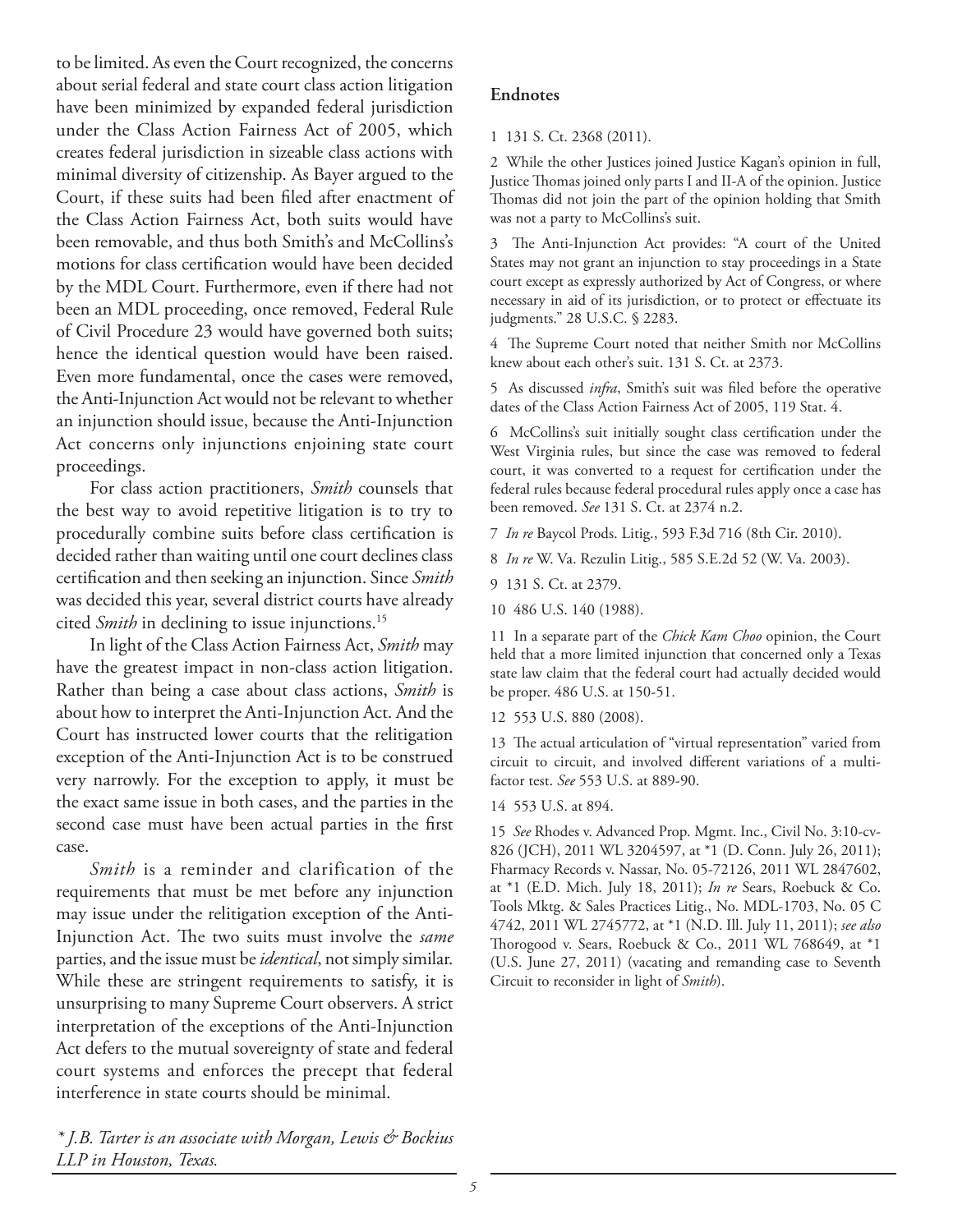to be limited. As even the Court recognized, the concerns about serial federal and state court class action litigation have been minimized by expanded federal jurisdiction under the Class Action Fairness Act of 2005, which creates federal jurisdiction in sizeable class actions with minimal diversity of citizenship. As Bayer argued to the Court, if these suits had been filed after enactment of the Class Action Fairness Act, both suits would have been removable, and thus both Smith's and McCollins's motions for class certification would have been decided by the MDL Court. Furthermore, even if there had not been an MDL proceeding, once removed, Federal Rule of Civil Procedure 23 would have governed both suits; hence the identical question would have been raised. Even more fundamental, once the cases were removed, the Anti-Injunction Act would not be relevant to whether an injunction should issue, because the Anti-Injunction Act concerns only injunctions enjoining state court proceedings.

For class action practitioners, *Smith* counsels that the best way to avoid repetitive litigation is to try to procedurally combine suits before class certification is decided rather than waiting until one court declines class certification and then seeking an injunction. Since *Smith* was decided this year, several district courts have already cited *Smith* in declining to issue injunctions.[15]

In light of the Class Action Fairness Act, *Smith* may have the greatest impact in non-class action litigation. Rather than being a case about class actions, *Smith* is about how to interpret the Anti-Injunction Act. And the Court has instructed lower courts that the relitigation exception of the Anti-Injunction Act is to be construed very narrowly. For the exception to apply, it must be the exact same issue in both cases, and the parties in the second case must have been actual parties in the first case.

*Smith* is a reminder and clarification of the requirements that must be met before any injunction may issue under the relitigation exception of the Anti-Injunction Act. The two suits must involve the *same* parties, and the issue must be *identical*, not simply similar. While these are stringent requirements to satisfy, it is unsurprising to many Supreme Court observers. A strict interpretation of the exceptions of the Anti-Injunction Act defers to the mutual sovereignty of state and federal court systems and enforces the precept that federal interference in state courts should be minimal.

*\* J.B. Tarter is an associate with Morgan, Lewis & Bockius LLP in Houston, Texas.*

**Endnotes**

1 131 S. Ct. 2368 (2011).

2 While the other Justices joined Justice Kagan's opinion in full, Justice Thomas joined only parts I and II-A of the opinion. Justice Thomas did not join the part of the opinion holding that Smith was not a party to McCollins's suit.

3 The Anti-Injunction Act provides: "A court of the United States may not grant an injunction to stay proceedings in a State court except as expressly authorized by Act of Congress, or where necessary in aid of its jurisdiction, or to protect or effectuate its judgments." 28 U.S.C. § 2283.

4 The Supreme Court noted that neither Smith nor McCollins knew about each other's suit. 131 S. Ct. at 2373.

5 As discussed *infra*, Smith's suit was filed before the operative dates of the Class Action Fairness Act of 2005, 119 Stat. 4.

6 McCollins's suit initially sought class certification under the West Virginia rules, but since the case was removed to federal court, it was converted to a request for certification under the federal rules because federal procedural rules apply once a case has been removed. *See* 131 S. Ct. at 2374 n.2.

7 *In re* Baycol Prods. Litig., 593 F.3d 716 (8th Cir. 2010).

8 *In re* W. Va. Rezulin Litig., 585 S.E.2d 52 (W. Va. 2003).

9 131 S. Ct. at 2379.

10 486 U.S. 140 (1988).

11 In a separate part of the *Chick Kam Choo* opinion, the Court held that a more limited injunction that concerned only a Texas state law claim that the federal court had actually decided would be proper. 486 U.S. at 150-51.

12 553 U.S. 880 (2008).

13 The actual articulation of "virtual representation" varied from circuit to circuit, and involved different variations of a multi-factor test. *See* 553 U.S. at 889-90.

14 553 U.S. at 894.

15 *See* Rhodes v. Advanced Prop. Mgmt. Inc., Civil No. 3:10-cv-826 (JCH), 2011 WL 3204597, at *1 (D. Conn. July 26, 2011); Fharmacy Records v. Nassar, No. 05-72126, 2011 WL 2847602, at *1 (E.D. Mich. July 18, 2011); *In re* Sears, Roebuck & Co. Tools Mktg. & Sales Practices Litig., No. MDL-1703, No. 05 C 4742, 2011 WL 2745772, at *1 (N.D. Ill. July 11, 2011); *see also* Thorogood v. Sears, Roebuck & Co., 2011 WL 768649, at *1 (U.S. June 27, 2011) (vacating and remanding case to Seventh Circuit to reconsider in light of *Smith*).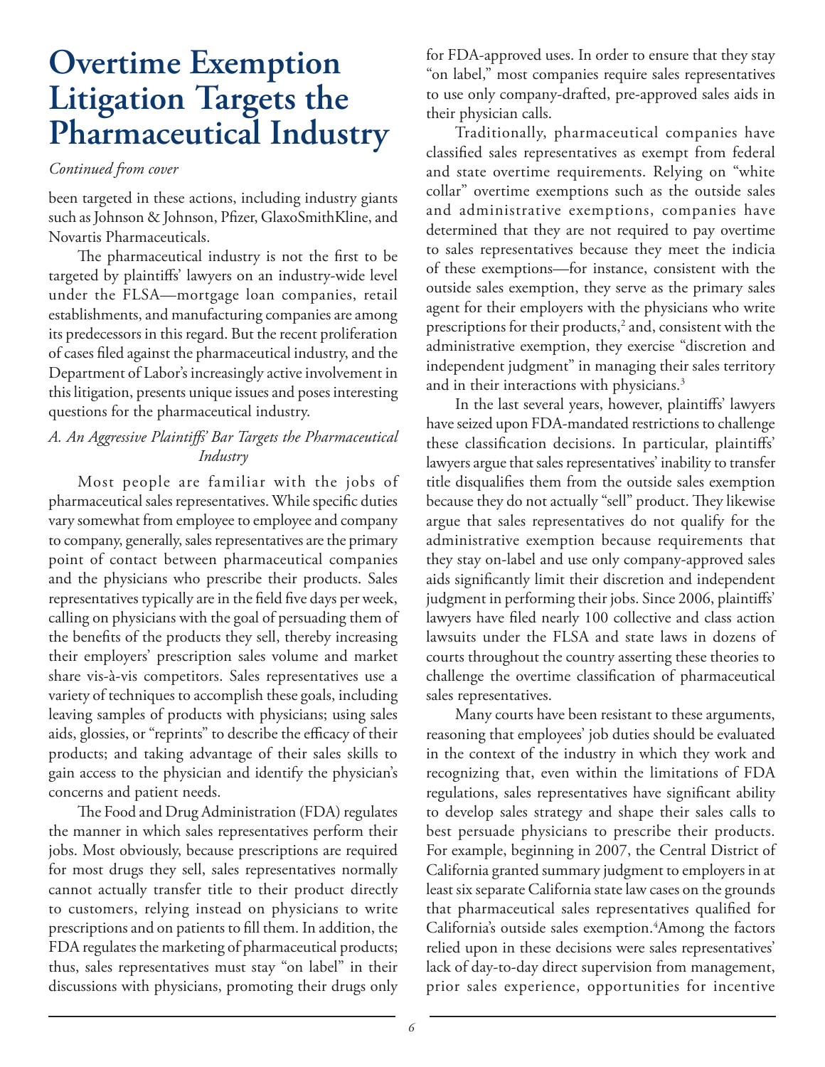# Overtime Exemption Litigation Targets the Pharmaceutical Industry

*Continued from cover*

been targeted in these actions, including industry giants such as Johnson & Johnson, Pfizer, GlaxoSmithKline, and Novartis Pharmaceuticals.

The pharmaceutical industry is not the first to be targeted by plaintiffs' lawyers on an industry-wide level under the FLSA—mortgage loan companies, retail establishments, and manufacturing companies are among its predecessors in this regard. But the recent proliferation of cases filed against the pharmaceutical industry, and the Department of Labor's increasingly active involvement in this litigation, presents unique issues and poses interesting questions for the pharmaceutical industry.

### *A. An Aggressive Plaintiffs' Bar Targets the Pharmaceutical Industry*

Most people are familiar with the jobs of pharmaceutical sales representatives. While specific duties vary somewhat from employee to employee and company to company, generally, sales representatives are the primary point of contact between pharmaceutical companies and the physicians who prescribe their products. Sales representatives typically are in the field five days per week, calling on physicians with the goal of persuading them of the benefits of the products they sell, thereby increasing their employers' prescription sales volume and market share vis-à-vis competitors. Sales representatives use a variety of techniques to accomplish these goals, including leaving samples of products with physicians; using sales aids, glossies, or "reprints" to describe the efficacy of their products; and taking advantage of their sales skills to gain access to the physician and identify the physician's concerns and patient needs.

The Food and Drug Administration (FDA) regulates the manner in which sales representatives perform their jobs. Most obviously, because prescriptions are required for most drugs they sell, sales representatives normally cannot actually transfer title to their product directly to customers, relying instead on physicians to write prescriptions and on patients to fill them. In addition, the FDA regulates the marketing of pharmaceutical products; thus, sales representatives must stay "on label" in their discussions with physicians, promoting their drugs only for FDA-approved uses. In order to ensure that they stay "on label," most companies require sales representatives to use only company-drafted, pre-approved sales aids in their physician calls.

Traditionally, pharmaceutical companies have classified sales representatives as exempt from federal and state overtime requirements. Relying on "white collar" overtime exemptions such as the outside sales and administrative exemptions, companies have determined that they are not required to pay overtime to sales representatives because they meet the indicia of these exemptions—for instance, consistent with the outside sales exemption, they serve as the primary sales agent for their employers with the physicians who write prescriptions for their products,[2] and, consistent with the administrative exemption, they exercise "discretion and independent judgment" in managing their sales territory and in their interactions with physicians.[3]

In the last several years, however, plaintiffs' lawyers have seized upon FDA-mandated restrictions to challenge these classification decisions. In particular, plaintiffs' lawyers argue that sales representatives' inability to transfer title disqualifies them from the outside sales exemption because they do not actually "sell" product. They likewise argue that sales representatives do not qualify for the administrative exemption because requirements that they stay on-label and use only company-approved sales aids significantly limit their discretion and independent judgment in performing their jobs. Since 2006, plaintiffs' lawyers have filed nearly 100 collective and class action lawsuits under the FLSA and state laws in dozens of courts throughout the country asserting these theories to challenge the overtime classification of pharmaceutical sales representatives.

Many courts have been resistant to these arguments, reasoning that employees' job duties should be evaluated in the context of the industry in which they work and recognizing that, even within the limitations of FDA regulations, sales representatives have significant ability to develop sales strategy and shape their sales calls to best persuade physicians to prescribe their products. For example, beginning in 2007, the Central District of California granted summary judgment to employers in at least six separate California state law cases on the grounds that pharmaceutical sales representatives qualified for California's outside sales exemption.[4] Among the factors relied upon in these decisions were sales representatives' lack of day-to-day direct supervision from management, prior sales experience, opportunities for incentive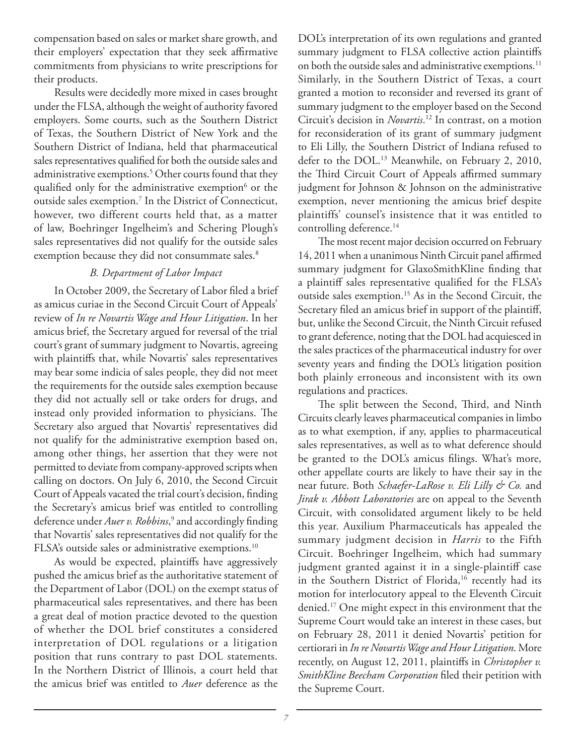compensation based on sales or market share growth, and their employers' expectation that they seek affirmative commitments from physicians to write prescriptions for their products.

Results were decidedly more mixed in cases brought under the FLSA, although the weight of authority favored employers. Some courts, such as the Southern District of Texas, the Southern District of New York and the Southern District of Indiana, held that pharmaceutical sales representatives qualified for both the outside sales and administrative exemptions.[5] Other courts found that they qualified only for the administrative exemption[6] or the outside sales exemption.[7] In the District of Connecticut, however, two different courts held that, as a matter of law, Boehringer Ingelheim's and Schering Plough's sales representatives did not qualify for the outside sales exemption because they did not consummate sales.[8]

### *B. Department of Labor Impact*

In October 2009, the Secretary of Labor filed a brief as amicus curiae in the Second Circuit Court of Appeals' review of *In re Novartis Wage and Hour Litigation*. In her amicus brief, the Secretary argued for reversal of the trial court's grant of summary judgment to Novartis, agreeing with plaintiffs that, while Novartis' sales representatives may bear some indicia of sales people, they did not meet the requirements for the outside sales exemption because they did not actually sell or take orders for drugs, and instead only provided information to physicians. The Secretary also argued that Novartis' representatives did not qualify for the administrative exemption based on, among other things, her assertion that they were not permitted to deviate from company-approved scripts when calling on doctors. On July 6, 2010, the Second Circuit Court of Appeals vacated the trial court's decision, finding the Secretary's amicus brief was entitled to controlling deference under *Auer v. Robbins*,[9] and accordingly finding that Novartis' sales representatives did not qualify for the FLSA's outside sales or administrative exemptions.[10]

As would be expected, plaintiffs have aggressively pushed the amicus brief as the authoritative statement of the Department of Labor (DOL) on the exempt status of pharmaceutical sales representatives, and there has been a great deal of motion practice devoted to the question of whether the DOL brief constitutes a considered interpretation of DOL regulations or a litigation position that runs contrary to past DOL statements. In the Northern District of Illinois, a court held that the amicus brief was entitled to *Auer* deference as the DOL's interpretation of its own regulations and granted summary judgment to FLSA collective action plaintiffs on both the outside sales and administrative exemptions.[11] Similarly, in the Southern District of Texas, a court granted a motion to reconsider and reversed its grant of summary judgment to the employer based on the Second Circuit's decision in *Novartis*.[12] In contrast, on a motion for reconsideration of its grant of summary judgment to Eli Lilly, the Southern District of Indiana refused to defer to the DOL.[13] Meanwhile, on February 2, 2010, the Third Circuit Court of Appeals affirmed summary judgment for Johnson & Johnson on the administrative exemption, never mentioning the amicus brief despite plaintiffs' counsel's insistence that it was entitled to controlling deference.[14]

The most recent major decision occurred on February 14, 2011 when a unanimous Ninth Circuit panel affirmed summary judgment for GlaxoSmithKline finding that a plaintiff sales representative qualified for the FLSA's outside sales exemption.[15] As in the Second Circuit, the Secretary filed an amicus brief in support of the plaintiff, but, unlike the Second Circuit, the Ninth Circuit refused to grant deference, noting that the DOL had acquiesced in the sales practices of the pharmaceutical industry for over seventy years and finding the DOL's litigation position both plainly erroneous and inconsistent with its own regulations and practices.

The split between the Second, Third, and Ninth Circuits clearly leaves pharmaceutical companies in limbo as to what exemption, if any, applies to pharmaceutical sales representatives, as well as to what deference should be granted to the DOL's amicus filings. What's more, other appellate courts are likely to have their say in the near future. Both *Schaefer-LaRose v. Eli Lilly & Co.* and *Jirak v. Abbott Laboratories* are on appeal to the Seventh Circuit, with consolidated argument likely to be held this year. Auxilium Pharmaceuticals has appealed the summary judgment decision in *Harris* to the Fifth Circuit. Boehringer Ingelheim, which had summary judgment granted against it in a single-plaintiff case in the Southern District of Florida,[16] recently had its motion for interlocutory appeal to the Eleventh Circuit denied.[17] One might expect in this environment that the Supreme Court would take an interest in these cases, but on February 28, 2011 it denied Novartis' petition for certiorari in *In re Novartis Wage and Hour Litigation*. More recently, on August 12, 2011, plaintiffs in *Christopher v. SmithKline Beecham Corporation* filed their petition with the Supreme Court.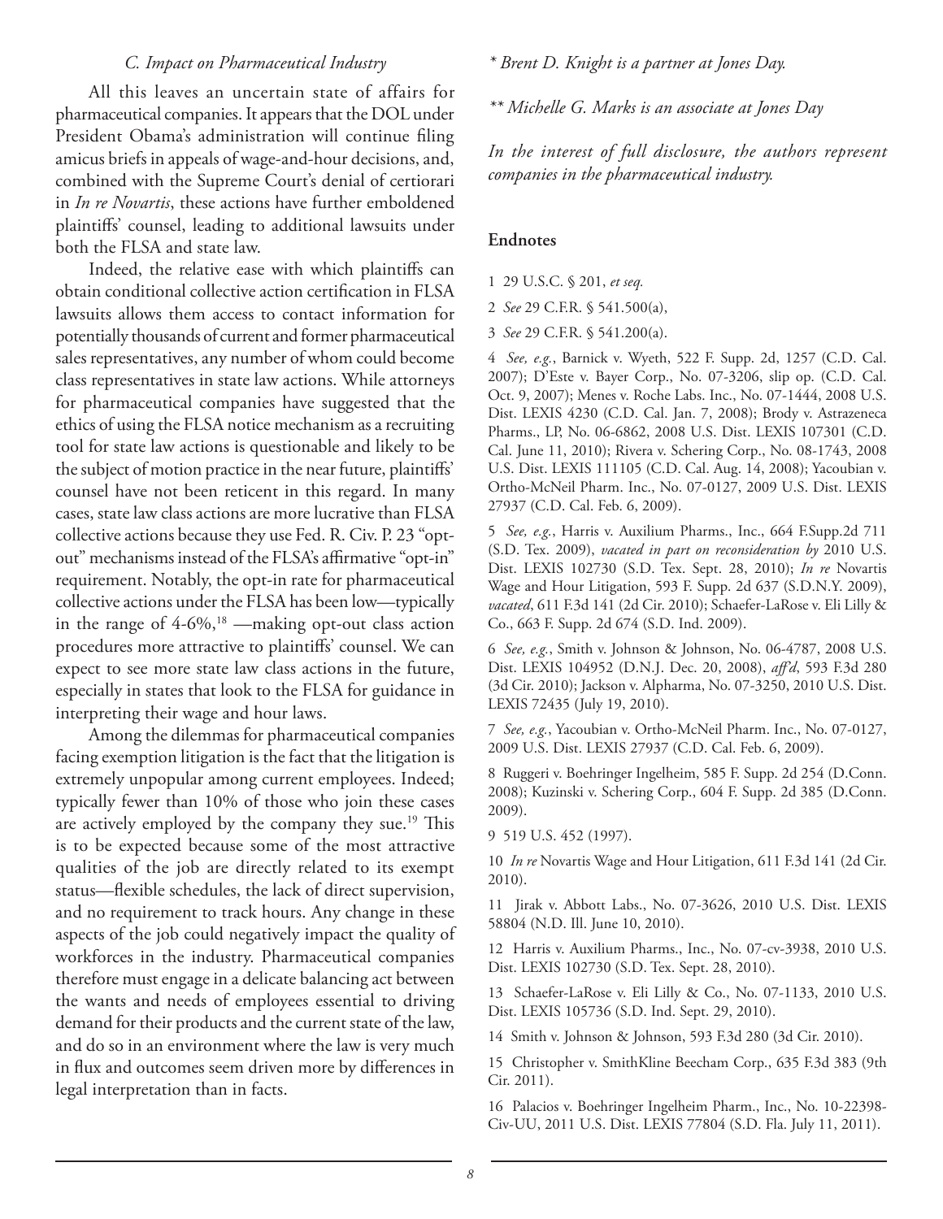### *C. Impact on Pharmaceutical Industry*

All this leaves an uncertain state of affairs for pharmaceutical companies. It appears that the DOL under President Obama's administration will continue filing amicus briefs in appeals of wage-and-hour decisions, and, combined with the Supreme Court's denial of certiorari in *In re Novartis*, these actions have further emboldened plaintiffs' counsel, leading to additional lawsuits under both the FLSA and state law.

Indeed, the relative ease with which plaintiffs can obtain conditional collective action certification in FLSA lawsuits allows them access to contact information for potentially thousands of current and former pharmaceutical sales representatives, any number of whom could become class representatives in state law actions. While attorneys for pharmaceutical companies have suggested that the ethics of using the FLSA notice mechanism as a recruiting tool for state law actions is questionable and likely to be the subject of motion practice in the near future, plaintiffs' counsel have not been reticent in this regard. In many cases, state law class actions are more lucrative than FLSA collective actions because they use Fed. R. Civ. P. 23 "opt-out" mechanisms instead of the FLSA's affirmative "opt-in" requirement. Notably, the opt-in rate for pharmaceutical collective actions under the FLSA has been low—typically in the range of 4-6%,[18] —making opt-out class action procedures more attractive to plaintiffs' counsel. We can expect to see more state law class actions in the future, especially in states that look to the FLSA for guidance in interpreting their wage and hour laws.

Among the dilemmas for pharmaceutical companies facing exemption litigation is the fact that the litigation is extremely unpopular among current employees. Indeed; typically fewer than 10% of those who join these cases are actively employed by the company they sue.[19] This is to be expected because some of the most attractive qualities of the job are directly related to its exempt status—flexible schedules, the lack of direct supervision, and no requirement to track hours. Any change in these aspects of the job could negatively impact the quality of workforces in the industry. Pharmaceutical companies therefore must engage in a delicate balancing act between the wants and needs of employees essential to driving demand for their products and the current state of the law, and do so in an environment where the law is very much in flux and outcomes seem driven more by differences in legal interpretation than in facts.

*\* Brent D. Knight is a partner at Jones Day.*

*\*\* Michelle G. Marks is an associate at Jones Day*

*In the interest of full disclosure, the authors represent companies in the pharmaceutical industry.*

### Endnotes

1 29 U.S.C. § 201, *et seq.*

2 *See* 29 C.F.R. § 541.500(a),

3 *See* 29 C.F.R. § 541.200(a).

4 *See, e.g.*, Barnick v. Wyeth, 522 F. Supp. 2d, 1257 (C.D. Cal. 2007); D'Este v. Bayer Corp., No. 07-3206, slip op. (C.D. Cal. Oct. 9, 2007); Menes v. Roche Labs. Inc., No. 07-1444, 2008 U.S. Dist. LEXIS 4230 (C.D. Cal. Jan. 7, 2008); Brody v. Astrazeneca Pharms., LP, No. 06-6862, 2008 U.S. Dist. LEXIS 107301 (C.D. Cal. June 11, 2010); Rivera v. Schering Corp., No. 08-1743, 2008 U.S. Dist. LEXIS 111105 (C.D. Cal. Aug. 14, 2008); Yacoubian v. Ortho-McNeil Pharm. Inc., No. 07-0127, 2009 U.S. Dist. LEXIS 27937 (C.D. Cal. Feb. 6, 2009).

5 *See, e.g.*, Harris v. Auxilium Pharms., Inc., 664 F.Supp.2d 711 (S.D. Tex. 2009), *vacated in part on reconsideration by* 2010 U.S. Dist. LEXIS 102730 (S.D. Tex. Sept. 28, 2010); *In re* Novartis Wage and Hour Litigation, 593 F. Supp. 2d 637 (S.D.N.Y. 2009), *vacated*, 611 F.3d 141 (2d Cir. 2010); Schaefer-LaRose v. Eli Lilly & Co., 663 F. Supp. 2d 674 (S.D. Ind. 2009).

6 *See, e.g.*, Smith v. Johnson & Johnson, No. 06-4787, 2008 U.S. Dist. LEXIS 104952 (D.N.J. Dec. 20, 2008), *aff'd*, 593 F.3d 280 (3d Cir. 2010); Jackson v. Alpharma, No. 07-3250, 2010 U.S. Dist. LEXIS 72435 (July 19, 2010).

7 *See, e.g.*, Yacoubian v. Ortho-McNeil Pharm. Inc., No. 07-0127, 2009 U.S. Dist. LEXIS 27937 (C.D. Cal. Feb. 6, 2009).

8 Ruggeri v. Boehringer Ingelheim, 585 F. Supp. 2d 254 (D.Conn. 2008); Kuzinski v. Schering Corp., 604 F. Supp. 2d 385 (D.Conn. 2009).

9 519 U.S. 452 (1997).

10 *In re* Novartis Wage and Hour Litigation, 611 F.3d 141 (2d Cir. 2010).

11 Jirak v. Abbott Labs., No. 07-3626, 2010 U.S. Dist. LEXIS 58804 (N.D. Ill. June 10, 2010).

12 Harris v. Auxilium Pharms., Inc., No. 07-cv-3938, 2010 U.S. Dist. LEXIS 102730 (S.D. Tex. Sept. 28, 2010).

13 Schaefer-LaRose v. Eli Lilly & Co., No. 07-1133, 2010 U.S. Dist. LEXIS 105736 (S.D. Ind. Sept. 29, 2010).

14 Smith v. Johnson & Johnson, 593 F.3d 280 (3d Cir. 2010).

15 Christopher v. SmithKline Beecham Corp., 635 F.3d 383 (9th Cir. 2011).

16 Palacios v. Boehringer Ingelheim Pharm., Inc., No. 10-22398-Civ-UU, 2011 U.S. Dist. LEXIS 77804 (S.D. Fla. July 11, 2011).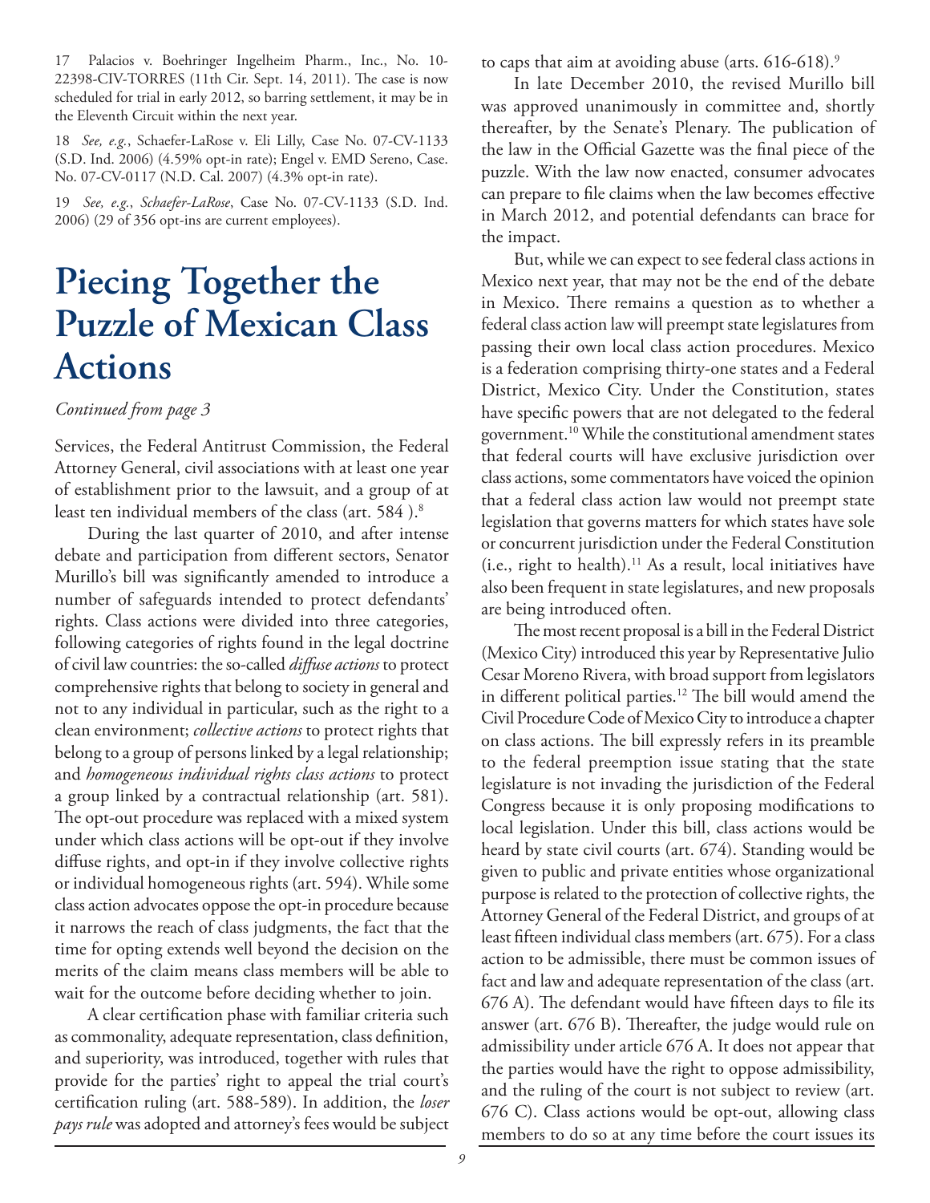17 Palacios v. Boehringer Ingelheim Pharm., Inc., No. 10-22398-CIV-TORRES (11th Cir. Sept. 14, 2011). The case is now scheduled for trial in early 2012, so barring settlement, it may be in the Eleventh Circuit within the next year.

18 *See, e.g.*, Schaefer-LaRose v. Eli Lilly, Case No. 07-CV-1133 (S.D. Ind. 2006) (4.59% opt-in rate); Engel v. EMD Sereno, Case. No. 07-CV-0117 (N.D. Cal. 2007) (4.3% opt-in rate).

19 *See, e.g.*, *Schaefer-LaRose*, Case No. 07-CV-1133 (S.D. Ind. 2006) (29 of 356 opt-ins are current employees).

# Piecing Together the Puzzle of Mexican Class Actions

*Continued from page 3*

Services, the Federal Antitrust Commission, the Federal Attorney General, civil associations with at least one year of establishment prior to the lawsuit, and a group of at least ten individual members of the class (art. 584 ).[8]

During the last quarter of 2010, and after intense debate and participation from different sectors, Senator Murillo's bill was significantly amended to introduce a number of safeguards intended to protect defendants' rights. Class actions were divided into three categories, following categories of rights found in the legal doctrine of civil law countries: the so-called *diffuse actions* to protect comprehensive rights that belong to society in general and not to any individual in particular, such as the right to a clean environment; *collective actions* to protect rights that belong to a group of persons linked by a legal relationship; and *homogeneous individual rights class actions* to protect a group linked by a contractual relationship (art. 581). The opt-out procedure was replaced with a mixed system under which class actions will be opt-out if they involve diffuse rights, and opt-in if they involve collective rights or individual homogeneous rights (art. 594). While some class action advocates oppose the opt-in procedure because it narrows the reach of class judgments, the fact that the time for opting extends well beyond the decision on the merits of the claim means class members will be able to wait for the outcome before deciding whether to join.

A clear certification phase with familiar criteria such as commonality, adequate representation, class definition, and superiority, was introduced, together with rules that provide for the parties' right to appeal the trial court's certification ruling (art. 588-589). In addition, the *loser pays rule* was adopted and attorney's fees would be subject to caps that aim at avoiding abuse (arts. 616-618).[9]

In late December 2010, the revised Murillo bill was approved unanimously in committee and, shortly thereafter, by the Senate's Plenary. The publication of the law in the Official Gazette was the final piece of the puzzle. With the law now enacted, consumer advocates can prepare to file claims when the law becomes effective in March 2012, and potential defendants can brace for the impact.

But, while we can expect to see federal class actions in Mexico next year, that may not be the end of the debate in Mexico. There remains a question as to whether a federal class action law will preempt state legislatures from passing their own local class action procedures. Mexico is a federation comprising thirty-one states and a Federal District, Mexico City. Under the Constitution, states have specific powers that are not delegated to the federal government.[10] While the constitutional amendment states that federal courts will have exclusive jurisdiction over class actions, some commentators have voiced the opinion that a federal class action law would not preempt state legislation that governs matters for which states have sole or concurrent jurisdiction under the Federal Constitution (i.e., right to health).[11] As a result, local initiatives have also been frequent in state legislatures, and new proposals are being introduced often.

The most recent proposal is a bill in the Federal District (Mexico City) introduced this year by Representative Julio Cesar Moreno Rivera, with broad support from legislators in different political parties.[12] The bill would amend the Civil Procedure Code of Mexico City to introduce a chapter on class actions. The bill expressly refers in its preamble to the federal preemption issue stating that the state legislature is not invading the jurisdiction of the Federal Congress because it is only proposing modifications to local legislation. Under this bill, class actions would be heard by state civil courts (art. 674). Standing would be given to public and private entities whose organizational purpose is related to the protection of collective rights, the Attorney General of the Federal District, and groups of at least fifteen individual class members (art. 675). For a class action to be admissible, there must be common issues of fact and law and adequate representation of the class (art. 676 A). The defendant would have fifteen days to file its answer (art. 676 B). Thereafter, the judge would rule on admissibility under article 676 A. It does not appear that the parties would have the right to oppose admissibility, and the ruling of the court is not subject to review (art. 676 C). Class actions would be opt-out, allowing class members to do so at any time before the court issues its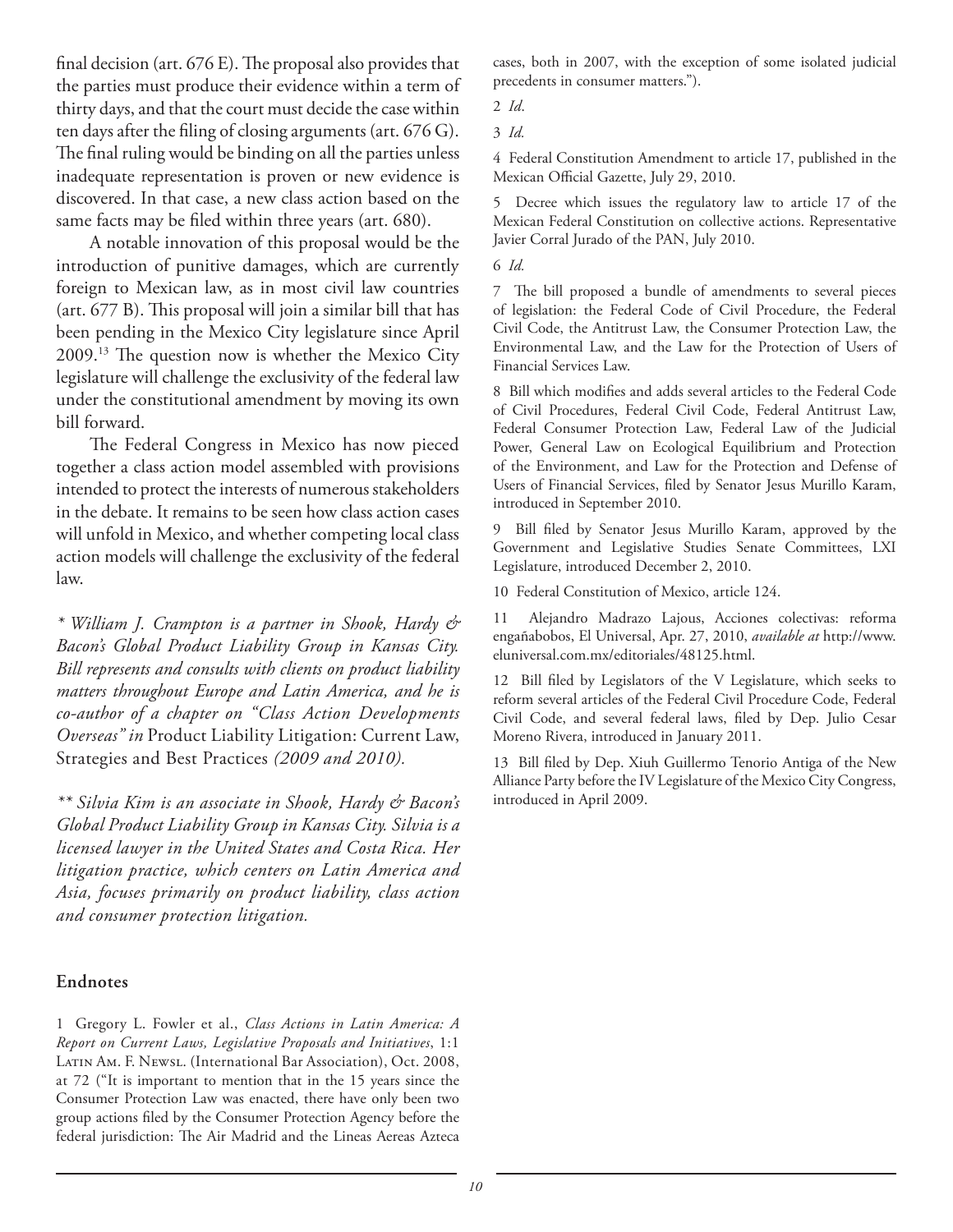final decision (art. 676 E). The proposal also provides that the parties must produce their evidence within a term of thirty days, and that the court must decide the case within ten days after the filing of closing arguments (art. 676 G). The final ruling would be binding on all the parties unless inadequate representation is proven or new evidence is discovered. In that case, a new class action based on the same facts may be filed within three years (art. 680).

A notable innovation of this proposal would be the introduction of punitive damages, which are currently foreign to Mexican law, as in most civil law countries (art. 677 B). This proposal will join a similar bill that has been pending in the Mexico City legislature since April 2009.[13] The question now is whether the Mexico City legislature will challenge the exclusivity of the federal law under the constitutional amendment by moving its own bill forward.

The Federal Congress in Mexico has now pieced together a class action model assembled with provisions intended to protect the interests of numerous stakeholders in the debate. It remains to be seen how class action cases will unfold in Mexico, and whether competing local class action models will challenge the exclusivity of the federal law.

*\* William J. Crampton is a partner in Shook, Hardy & Bacon's Global Product Liability Group in Kansas City. Bill represents and consults with clients on product liability matters throughout Europe and Latin America, and he is co-author of a chapter on "Class Action Developments Overseas" in* Product Liability Litigation: Current Law, Strategies and Best Practices *(2009 and 2010).*

*\*\* Silvia Kim is an associate in Shook, Hardy & Bacon's Global Product Liability Group in Kansas City. Silvia is a licensed lawyer in the United States and Costa Rica. Her litigation practice, which centers on Latin America and Asia, focuses primarily on product liability, class action and consumer protection litigation.*

## Endnotes

1 Gregory L. Fowler et al., *Class Actions in Latin America: A Report on Current Laws, Legislative Proposals and Initiatives*, 1:1 Latin Am. F. Newsl. (International Bar Association), Oct. 2008, at 72 ("It is important to mention that in the 15 years since the Consumer Protection Law was enacted, there have only been two group actions filed by the Consumer Protection Agency before the federal jurisdiction: The Air Madrid and the Lineas Aereas Azteca cases, both in 2007, with the exception of some isolated judicial precedents in consumer matters.").

2 *Id*.

3 *Id.*

4 Federal Constitution Amendment to article 17, published in the Mexican Official Gazette, July 29, 2010.

5 Decree which issues the regulatory law to article 17 of the Mexican Federal Constitution on collective actions. Representative Javier Corral Jurado of the PAN, July 2010.

6 *Id.*

7 The bill proposed a bundle of amendments to several pieces of legislation: the Federal Code of Civil Procedure, the Federal Civil Code, the Antitrust Law, the Consumer Protection Law, the Environmental Law, and the Law for the Protection of Users of Financial Services Law.

8 Bill which modifies and adds several articles to the Federal Code of Civil Procedures, Federal Civil Code, Federal Antitrust Law, Federal Consumer Protection Law, Federal Law of the Judicial Power, General Law on Ecological Equilibrium and Protection of the Environment, and Law for the Protection and Defense of Users of Financial Services, filed by Senator Jesus Murillo Karam, introduced in September 2010.

9 Bill filed by Senator Jesus Murillo Karam, approved by the Government and Legislative Studies Senate Committees, LXI Legislature, introduced December 2, 2010.

10 Federal Constitution of Mexico, article 124.

11 Alejandro Madrazo Lajous, Acciones colectivas: reforma engañabobos, El Universal, Apr. 27, 2010, *available at* http://www.eluniversal.com.mx/editoriales/48125.html.

12 Bill filed by Legislators of the V Legislature, which seeks to reform several articles of the Federal Civil Procedure Code, Federal Civil Code, and several federal laws, filed by Dep. Julio Cesar Moreno Rivera, introduced in January 2011.

13 Bill filed by Dep. Xiuh Guillermo Tenorio Antiga of the New Alliance Party before the IV Legislature of the Mexico City Congress, introduced in April 2009.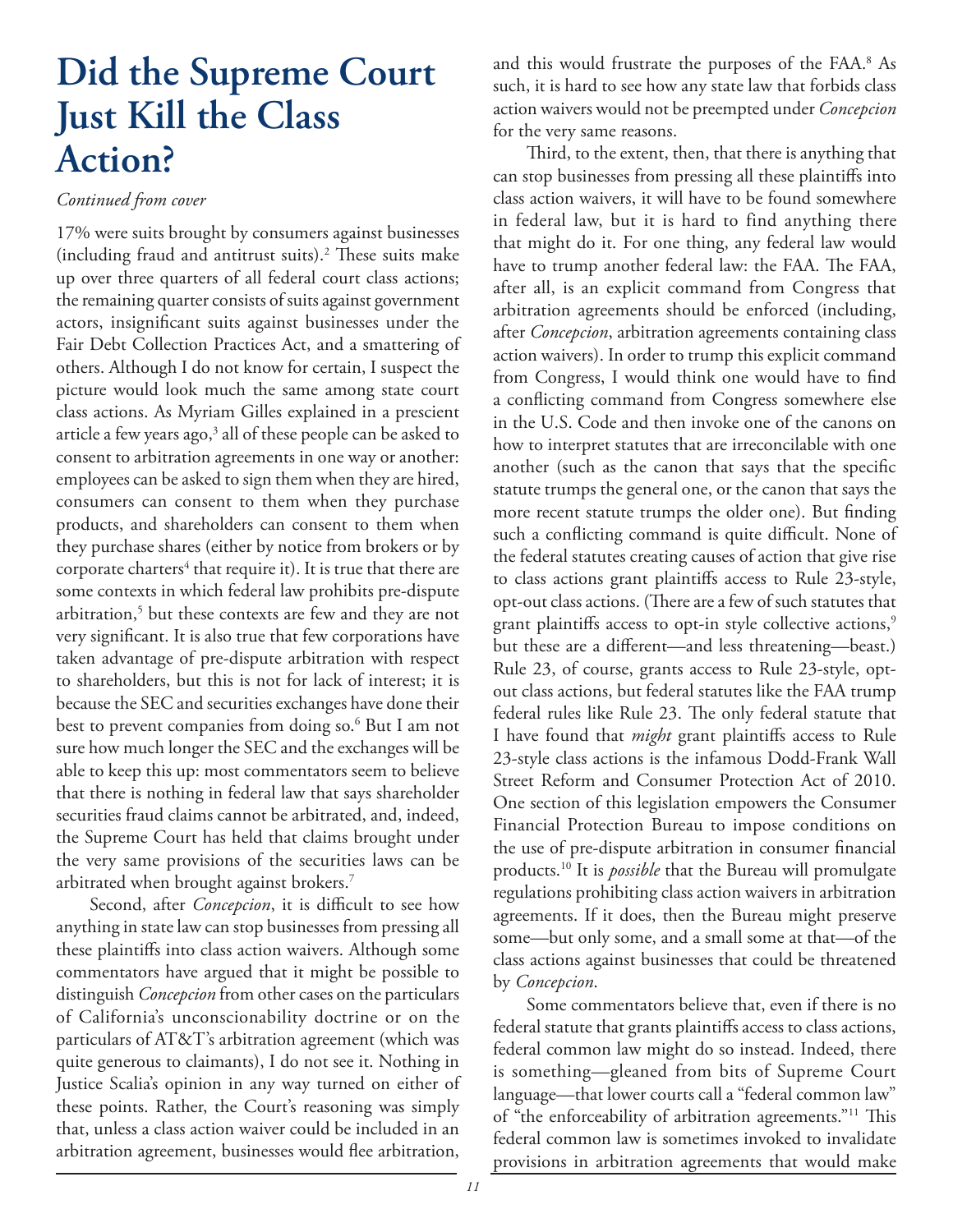# Did the Supreme Court Just Kill the Class Action?

*Continued from cover*

17% were suits brought by consumers against businesses (including fraud and antitrust suits).[2] These suits make up over three quarters of all federal court class actions; the remaining quarter consists of suits against government actors, insignificant suits against businesses under the Fair Debt Collection Practices Act, and a smattering of others. Although I do not know for certain, I suspect the picture would look much the same among state court class actions. As Myriam Gilles explained in a prescient article a few years ago,[3] all of these people can be asked to consent to arbitration agreements in one way or another: employees can be asked to sign them when they are hired, consumers can consent to them when they purchase products, and shareholders can consent to them when they purchase shares (either by notice from brokers or by corporate charters[4] that require it). It is true that there are some contexts in which federal law prohibits pre-dispute arbitration,[5] but these contexts are few and they are not very significant. It is also true that few corporations have taken advantage of pre-dispute arbitration with respect to shareholders, but this is not for lack of interest; it is because the SEC and securities exchanges have done their best to prevent companies from doing so.[6] But I am not sure how much longer the SEC and the exchanges will be able to keep this up: most commentators seem to believe that there is nothing in federal law that says shareholder securities fraud claims cannot be arbitrated, and, indeed, the Supreme Court has held that claims brought under the very same provisions of the securities laws can be arbitrated when brought against brokers.[7]

Second, after *Concepcion*, it is difficult to see how anything in state law can stop businesses from pressing all these plaintiffs into class action waivers. Although some commentators have argued that it might be possible to distinguish *Concepcion* from other cases on the particulars of California's unconscionability doctrine or on the particulars of AT&T's arbitration agreement (which was quite generous to claimants), I do not see it. Nothing in Justice Scalia's opinion in any way turned on either of these points. Rather, the Court's reasoning was simply that, unless a class action waiver could be included in an arbitration agreement, businesses would flee arbitration, and this would frustrate the purposes of the FAA.[8] As such, it is hard to see how any state law that forbids class action waivers would not be preempted under *Concepcion* for the very same reasons.

Third, to the extent, then, that there is anything that can stop businesses from pressing all these plaintiffs into class action waivers, it will have to be found somewhere in federal law, but it is hard to find anything there that might do it. For one thing, any federal law would have to trump another federal law: the FAA. The FAA, after all, is an explicit command from Congress that arbitration agreements should be enforced (including, after *Concepcion*, arbitration agreements containing class action waivers). In order to trump this explicit command from Congress, I would think one would have to find a conflicting command from Congress somewhere else in the U.S. Code and then invoke one of the canons on how to interpret statutes that are irreconcilable with one another (such as the canon that says that the specific statute trumps the general one, or the canon that says the more recent statute trumps the older one). But finding such a conflicting command is quite difficult. None of the federal statutes creating causes of action that give rise to class actions grant plaintiffs access to Rule 23-style, opt-out class actions. (There are a few of such statutes that grant plaintiffs access to opt-in style collective actions,[9] but these are a different—and less threatening—beast.) Rule 23, of course, grants access to Rule 23-style, opt-out class actions, but federal statutes like the FAA trump federal rules like Rule 23. The only federal statute that I have found that *might* grant plaintiffs access to Rule 23-style class actions is the infamous Dodd-Frank Wall Street Reform and Consumer Protection Act of 2010. One section of this legislation empowers the Consumer Financial Protection Bureau to impose conditions on the use of pre-dispute arbitration in consumer financial products.[10] It is *possible* that the Bureau will promulgate regulations prohibiting class action waivers in arbitration agreements. If it does, then the Bureau might preserve some—but only some, and a small some at that—of the class actions against businesses that could be threatened by *Concepcion*.

Some commentators believe that, even if there is no federal statute that grants plaintiffs access to class actions, federal common law might do so instead. Indeed, there is something—gleaned from bits of Supreme Court language—that lower courts call a "federal common law" of "the enforceability of arbitration agreements."[11] This federal common law is sometimes invoked to invalidate provisions in arbitration agreements that would make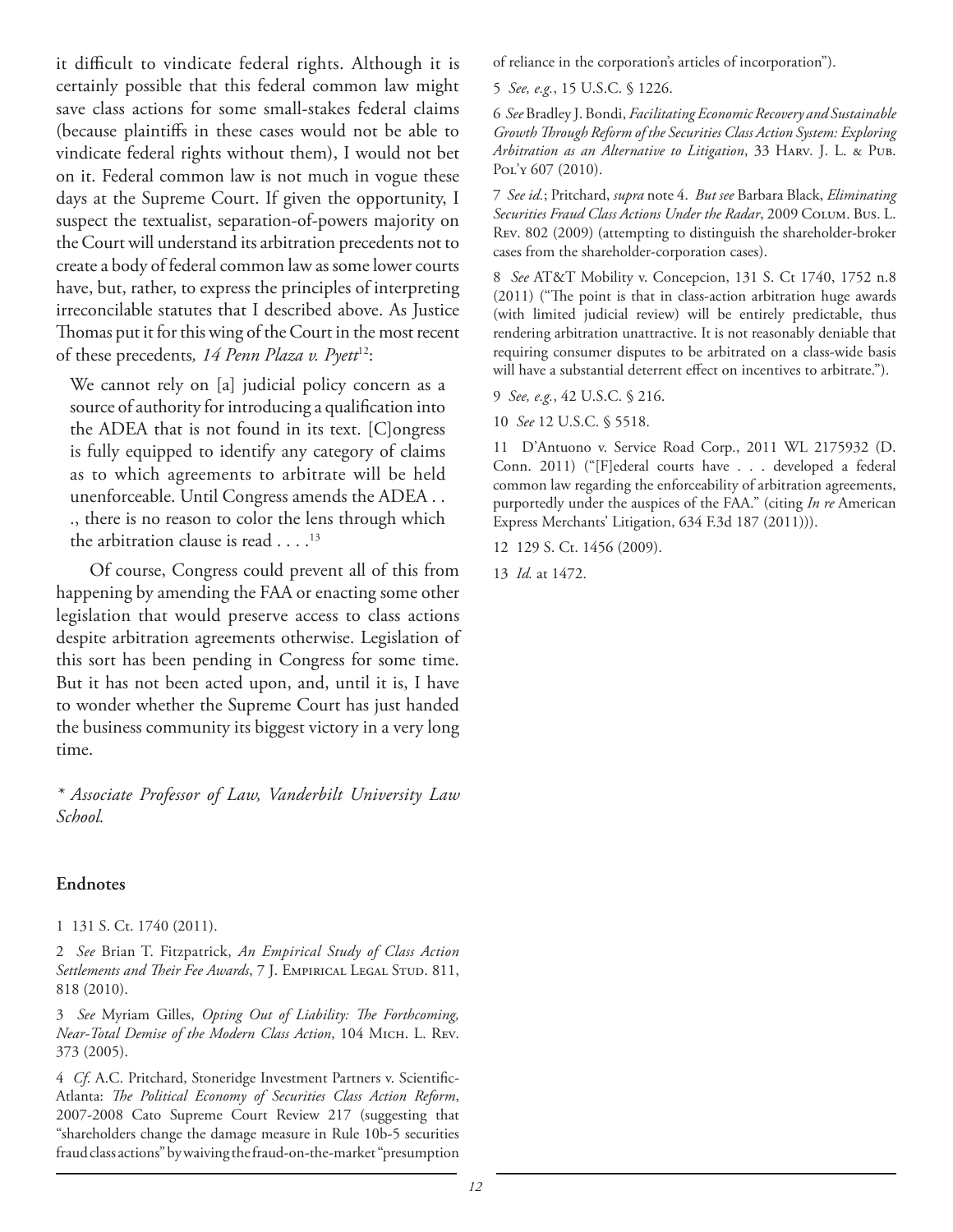it difficult to vindicate federal rights. Although it is certainly possible that this federal common law might save class actions for some small-stakes federal claims (because plaintiffs in these cases would not be able to vindicate federal rights without them), I would not bet on it. Federal common law is not much in vogue these days at the Supreme Court. If given the opportunity, I suspect the textualist, separation-of-powers majority on the Court will understand its arbitration precedents not to create a body of federal common law as some lower courts have, but, rather, to express the principles of interpreting irreconcilable statutes that I described above. As Justice Thomas put it for this wing of the Court in the most recent of these precedents, *14 Penn Plaza v. Pyett*[12]:

> We cannot rely on [a] judicial policy concern as a source of authority for introducing a qualification into the ADEA that is not found in its text. [C]ongress is fully equipped to identify any category of claims as to which agreements to arbitrate will be held unenforceable. Until Congress amends the ADEA . . ., there is no reason to color the lens through which the arbitration clause is read . . . .[13]

Of course, Congress could prevent all of this from happening by amending the FAA or enacting some other legislation that would preserve access to class actions despite arbitration agreements otherwise. Legislation of this sort has been pending in Congress for some time. But it has not been acted upon, and, until it is, I have to wonder whether the Supreme Court has just handed the business community its biggest victory in a very long time.

*\* Associate Professor of Law, Vanderbilt University Law School.*

## Endnotes

1 131 S. Ct. 1740 (2011).

2 *See* Brian T. Fitzpatrick, *An Empirical Study of Class Action Settlements and Their Fee Awards*, 7 J. Empirical Legal Stud. 811, 818 (2010).

3 *See* Myriam Gilles, *Opting Out of Liability: The Forthcoming, Near-Total Demise of the Modern Class Action*, 104 Mich. L. Rev. 373 (2005).

4 *Cf.* A.C. Pritchard, Stoneridge Investment Partners v. Scientific-Atlanta: *The Political Economy of Securities Class Action Reform*, 2007-2008 Cato Supreme Court Review 217 (suggesting that "shareholders change the damage measure in Rule 10b-5 securities fraud class actions" by waiving the fraud-on-the-market "presumption of reliance in the corporation's articles of incorporation").

5 *See, e.g.*, 15 U.S.C. § 1226.

6 *See* Bradley J. Bondi, *Facilitating Economic Recovery and Sustainable Growth Through Reform of the Securities Class Action System: Exploring Arbitration as an Alternative to Litigation*, 33 Harv. J. L. & Pub. Pol'y 607 (2010).

7 *See id.*; Pritchard, *supra* note 4. *But see* Barbara Black, *Eliminating Securities Fraud Class Actions Under the Radar*, 2009 Colum. Bus. L. Rev. 802 (2009) (attempting to distinguish the shareholder-broker cases from the shareholder-corporation cases).

8 *See* AT&T Mobility v. Concepcion, 131 S. Ct 1740, 1752 n.8 (2011) ("The point is that in class-action arbitration huge awards (with limited judicial review) will be entirely predictable, thus rendering arbitration unattractive. It is not reasonably deniable that requiring consumer disputes to be arbitrated on a class-wide basis will have a substantial deterrent effect on incentives to arbitrate.").

9 *See, e.g.*, 42 U.S.C. § 216.

10 *See* 12 U.S.C. § 5518.

11 D'Antuono v. Service Road Corp., 2011 WL 2175932 (D. Conn. 2011) ("[F]ederal courts have . . . developed a federal common law regarding the enforceability of arbitration agreements, purportedly under the auspices of the FAA." (citing *In re* American Express Merchants' Litigation, 634 F.3d 187 (2011))).

12 129 S. Ct. 1456 (2009).

13 *Id.* at 1472.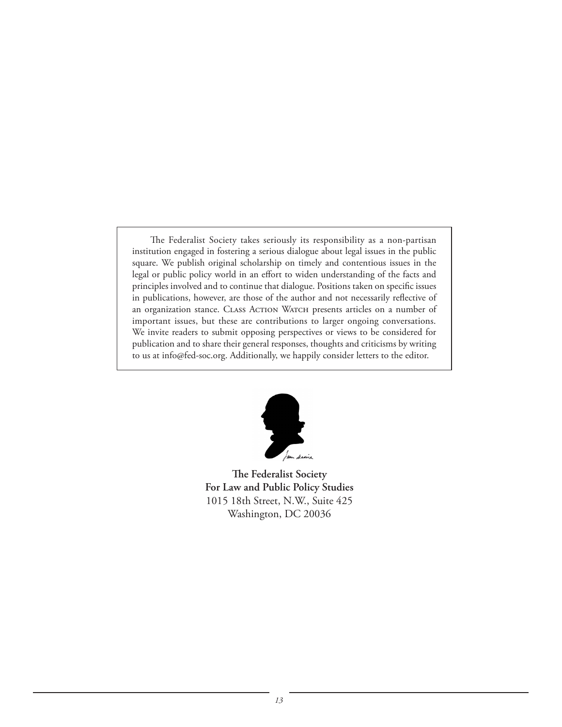The Federalist Society takes seriously its responsibility as a non-partisan institution engaged in fostering a serious dialogue about legal issues in the public square. We publish original scholarship on timely and contentious issues in the legal or public policy world in an effort to widen understanding of the facts and principles involved and to continue that dialogue. Positions taken on specific issues in publications, however, are those of the author and not necessarily reflective of an organization stance. Class Action Watch presents articles on a number of important issues, but these are contributions to larger ongoing conversations. We invite readers to submit opposing perspectives or views to be considered for publication and to share their general responses, thoughts and criticisms by writing to us at info@fed-soc.org. Additionally, we happily consider letters to the editor.

**The Federalist Society**
**For Law and Public Policy Studies**
1015 18th Street, N.W., Suite 425
Washington, DC 20036